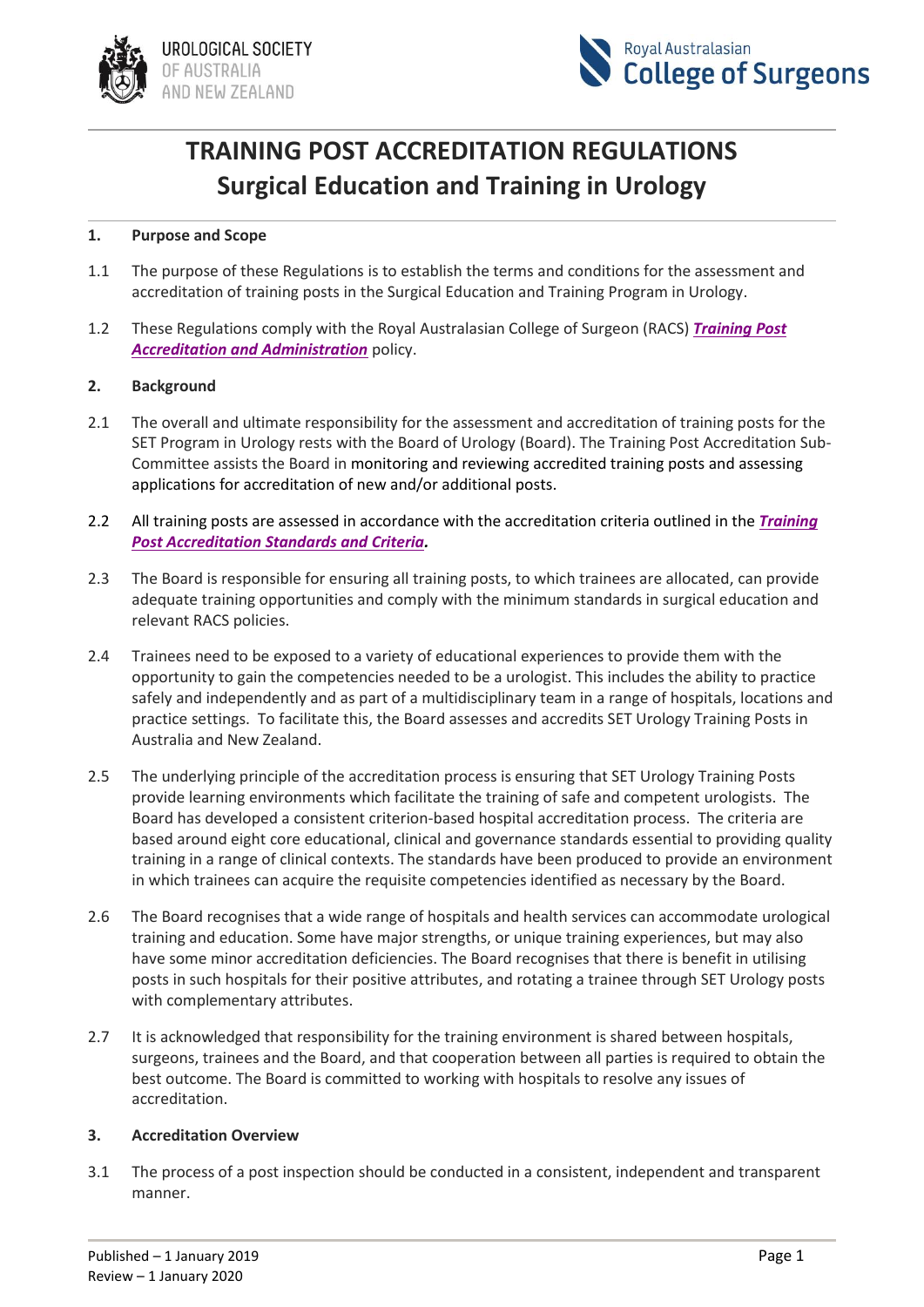UROLOGICAL SOCIETY OF AUSTRALIA AND NEW ZEALAND

Royal Australasian College of Surgeons

# TRAINING POST ACCREDITATION REGULATIONS
# Surgical Education and Training in Urology

**1. Purpose and Scope**

1.1 The purpose of these Regulations is to establish the terms and conditions for the assessment and accreditation of training posts in the Surgical Education and Training Program in Urology.

1.2 These Regulations comply with the Royal Australasian College of Surgeon (RACS) ***Training Post Accreditation and Administration*** policy.

**2. Background**

2.1 The overall and ultimate responsibility for the assessment and accreditation of training posts for the SET Program in Urology rests with the Board of Urology (Board). The Training Post Accreditation Sub-Committee assists the Board in monitoring and reviewing accredited training posts and assessing applications for accreditation of new and/or additional posts.

2.2 All training posts are assessed in accordance with the accreditation criteria outlined in the ***Training Post Accreditation Standards and Criteria.***

2.3 The Board is responsible for ensuring all training posts, to which trainees are allocated, can provide adequate training opportunities and comply with the minimum standards in surgical education and relevant RACS policies.

2.4 Trainees need to be exposed to a variety of educational experiences to provide them with the opportunity to gain the competencies needed to be a urologist. This includes the ability to practice safely and independently and as part of a multidisciplinary team in a range of hospitals, locations and practice settings. To facilitate this, the Board assesses and accredits SET Urology Training Posts in Australia and New Zealand.

2.5 The underlying principle of the accreditation process is ensuring that SET Urology Training Posts provide learning environments which facilitate the training of safe and competent urologists. The Board has developed a consistent criterion-based hospital accreditation process. The criteria are based around eight core educational, clinical and governance standards essential to providing quality training in a range of clinical contexts. The standards have been produced to provide an environment in which trainees can acquire the requisite competencies identified as necessary by the Board.

2.6 The Board recognises that a wide range of hospitals and health services can accommodate urological training and education. Some have major strengths, or unique training experiences, but may also have some minor accreditation deficiencies. The Board recognises that there is benefit in utilising posts in such hospitals for their positive attributes, and rotating a trainee through SET Urology posts with complementary attributes.

2.7 It is acknowledged that responsibility for the training environment is shared between hospitals, surgeons, trainees and the Board, and that cooperation between all parties is required to obtain the best outcome. The Board is committed to working with hospitals to resolve any issues of accreditation.

**3. Accreditation Overview**

3.1 The process of a post inspection should be conducted in a consistent, independent and transparent manner.

Published – 1 January 2019
Review – 1 January 2020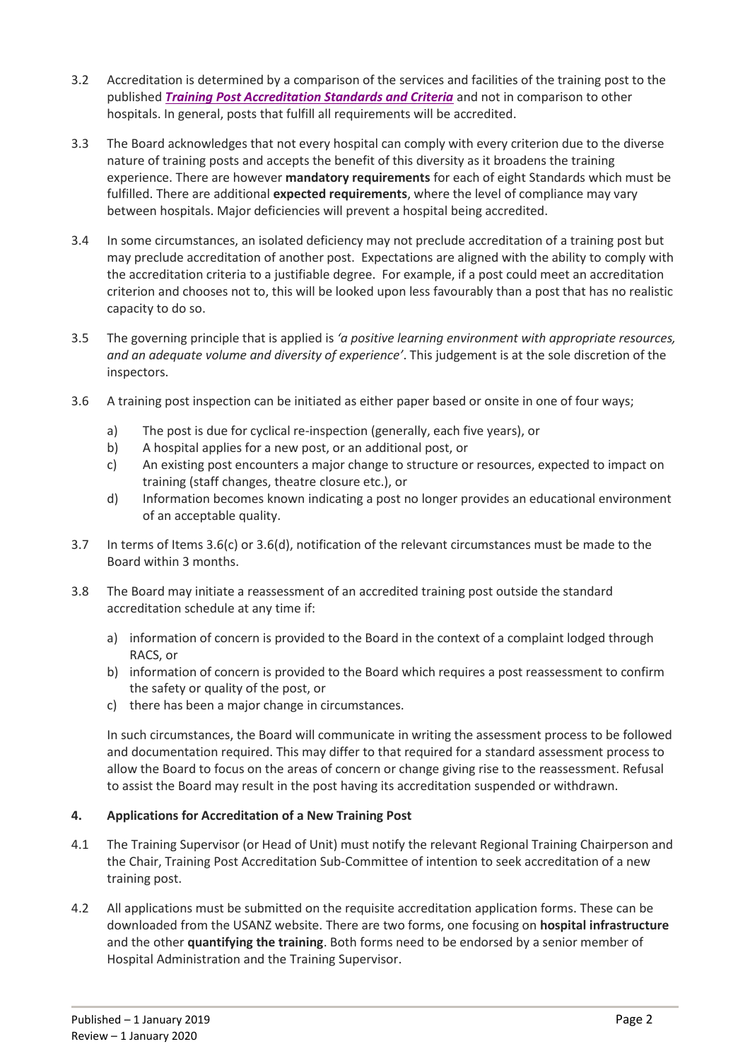3.2 Accreditation is determined by a comparison of the services and facilities of the training post to the published ***Training Post Accreditation Standards and Criteria*** and not in comparison to other hospitals. In general, posts that fulfill all requirements will be accredited.

3.3 The Board acknowledges that not every hospital can comply with every criterion due to the diverse nature of training posts and accepts the benefit of this diversity as it broadens the training experience. There are however **mandatory requirements** for each of eight Standards which must be fulfilled. There are additional **expected requirements**, where the level of compliance may vary between hospitals. Major deficiencies will prevent a hospital being accredited.

3.4 In some circumstances, an isolated deficiency may not preclude accreditation of a training post but may preclude accreditation of another post. Expectations are aligned with the ability to comply with the accreditation criteria to a justifiable degree. For example, if a post could meet an accreditation criterion and chooses not to, this will be looked upon less favourably than a post that has no realistic capacity to do so.

3.5 The governing principle that is applied is *'a positive learning environment with appropriate resources, and an adequate volume and diversity of experience'*. This judgement is at the sole discretion of the inspectors.

3.6 A training post inspection can be initiated as either paper based or onsite in one of four ways;

a) The post is due for cyclical re-inspection (generally, each five years), or
b) A hospital applies for a new post, or an additional post, or
c) An existing post encounters a major change to structure or resources, expected to impact on training (staff changes, theatre closure etc.), or
d) Information becomes known indicating a post no longer provides an educational environment of an acceptable quality.

3.7 In terms of Items 3.6(c) or 3.6(d), notification of the relevant circumstances must be made to the Board within 3 months.

3.8 The Board may initiate a reassessment of an accredited training post outside the standard accreditation schedule at any time if:

a) information of concern is provided to the Board in the context of a complaint lodged through RACS, or
b) information of concern is provided to the Board which requires a post reassessment to confirm the safety or quality of the post, or
c) there has been a major change in circumstances.

In such circumstances, the Board will communicate in writing the assessment process to be followed and documentation required. This may differ to that required for a standard assessment process to allow the Board to focus on the areas of concern or change giving rise to the reassessment. Refusal to assist the Board may result in the post having its accreditation suspended or withdrawn.

## 4. Applications for Accreditation of a New Training Post

4.1 The Training Supervisor (or Head of Unit) must notify the relevant Regional Training Chairperson and the Chair, Training Post Accreditation Sub-Committee of intention to seek accreditation of a new training post.

4.2 All applications must be submitted on the requisite accreditation application forms. These can be downloaded from the USANZ website. There are two forms, one focusing on **hospital infrastructure** and the other **quantifying the training**. Both forms need to be endorsed by a senior member of Hospital Administration and the Training Supervisor.

Published – 1 January 2019
Review – 1 January 2020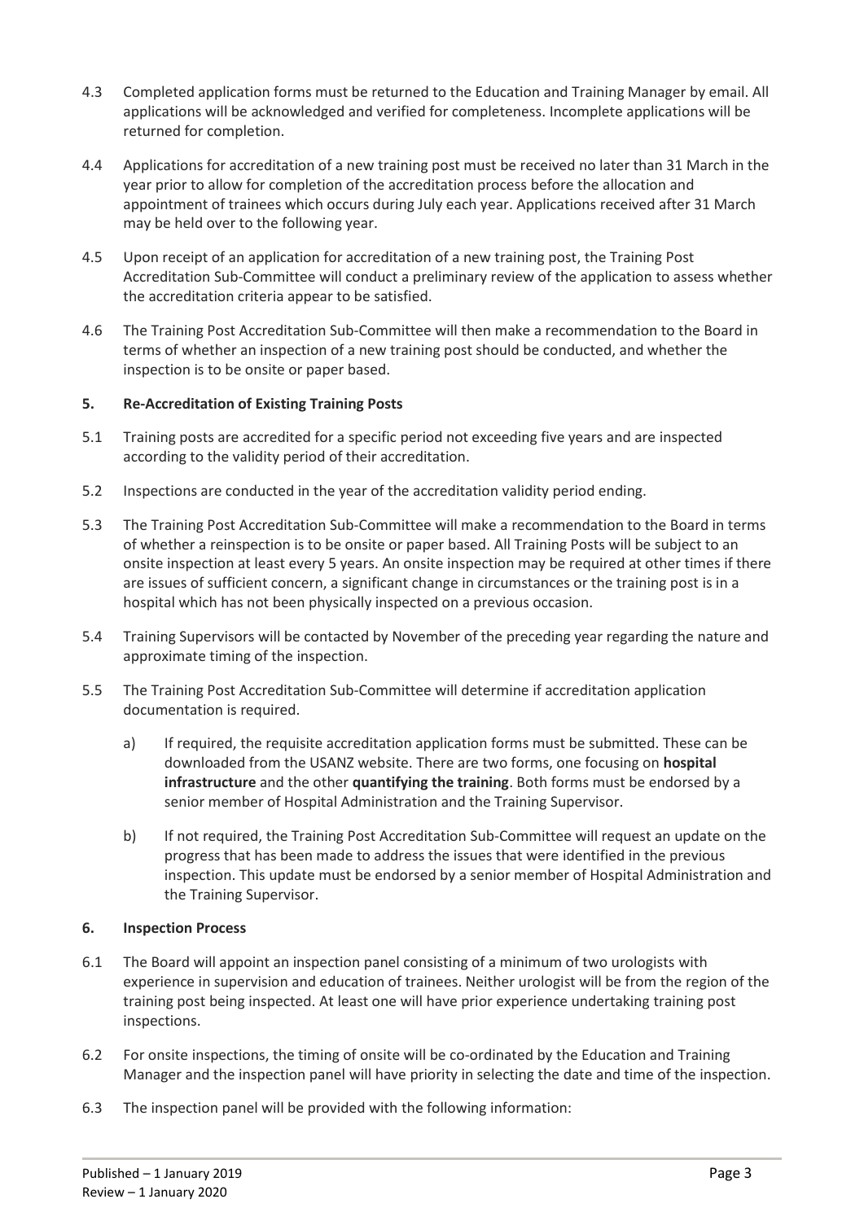4.3 Completed application forms must be returned to the Education and Training Manager by email. All applications will be acknowledged and verified for completeness. Incomplete applications will be returned for completion.

4.4 Applications for accreditation of a new training post must be received no later than 31 March in the year prior to allow for completion of the accreditation process before the allocation and appointment of trainees which occurs during July each year. Applications received after 31 March may be held over to the following year.

4.5 Upon receipt of an application for accreditation of a new training post, the Training Post Accreditation Sub-Committee will conduct a preliminary review of the application to assess whether the accreditation criteria appear to be satisfied.

4.6 The Training Post Accreditation Sub-Committee will then make a recommendation to the Board in terms of whether an inspection of a new training post should be conducted, and whether the inspection is to be onsite or paper based.

## 5. Re-Accreditation of Existing Training Posts

5.1 Training posts are accredited for a specific period not exceeding five years and are inspected according to the validity period of their accreditation.

5.2 Inspections are conducted in the year of the accreditation validity period ending.

5.3 The Training Post Accreditation Sub-Committee will make a recommendation to the Board in terms of whether a reinspection is to be onsite or paper based. All Training Posts will be subject to an onsite inspection at least every 5 years. An onsite inspection may be required at other times if there are issues of sufficient concern, a significant change in circumstances or the training post is in a hospital which has not been physically inspected on a previous occasion.

5.4 Training Supervisors will be contacted by November of the preceding year regarding the nature and approximate timing of the inspection.

5.5 The Training Post Accreditation Sub-Committee will determine if accreditation application documentation is required.

a) If required, the requisite accreditation application forms must be submitted. These can be downloaded from the USANZ website. There are two forms, one focusing on **hospital infrastructure** and the other **quantifying the training**. Both forms must be endorsed by a senior member of Hospital Administration and the Training Supervisor.

b) If not required, the Training Post Accreditation Sub-Committee will request an update on the progress that has been made to address the issues that were identified in the previous inspection. This update must be endorsed by a senior member of Hospital Administration and the Training Supervisor.

## 6. Inspection Process

6.1 The Board will appoint an inspection panel consisting of a minimum of two urologists with experience in supervision and education of trainees. Neither urologist will be from the region of the training post being inspected. At least one will have prior experience undertaking training post inspections.

6.2 For onsite inspections, the timing of onsite will be co-ordinated by the Education and Training Manager and the inspection panel will have priority in selecting the date and time of the inspection.

6.3 The inspection panel will be provided with the following information: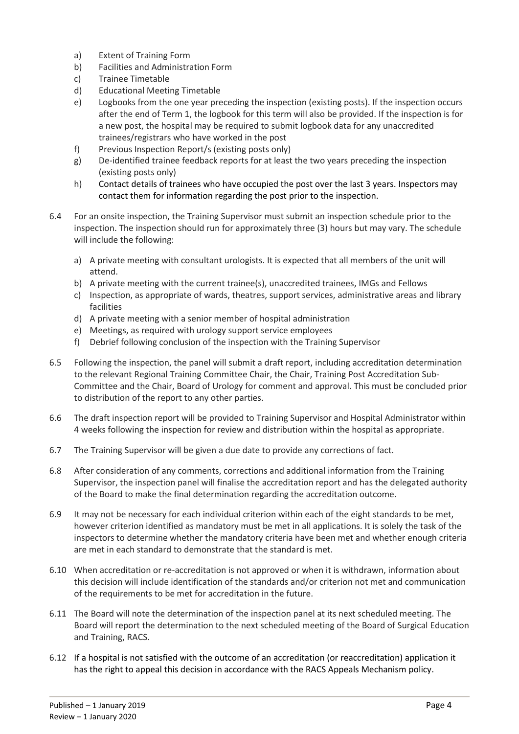a) Extent of Training Form
b) Facilities and Administration Form
c) Trainee Timetable
d) Educational Meeting Timetable
e) Logbooks from the one year preceding the inspection (existing posts). If the inspection occurs after the end of Term 1, the logbook for this term will also be provided. If the inspection is for a new post, the hospital may be required to submit logbook data for any unaccredited trainees/registrars who have worked in the post
f) Previous Inspection Report/s (existing posts only)
g) De-identified trainee feedback reports for at least the two years preceding the inspection (existing posts only)
h) Contact details of trainees who have occupied the post over the last 3 years. Inspectors may contact them for information regarding the post prior to the inspection.

6.4 For an onsite inspection, the Training Supervisor must submit an inspection schedule prior to the inspection. The inspection should run for approximately three (3) hours but may vary. The schedule will include the following:

a) A private meeting with consultant urologists. It is expected that all members of the unit will attend.
b) A private meeting with the current trainee(s), unaccredited trainees, IMGs and Fellows
c) Inspection, as appropriate of wards, theatres, support services, administrative areas and library facilities
d) A private meeting with a senior member of hospital administration
e) Meetings, as required with urology support service employees
f) Debrief following conclusion of the inspection with the Training Supervisor

6.5 Following the inspection, the panel will submit a draft report, including accreditation determination to the relevant Regional Training Committee Chair, the Chair, Training Post Accreditation Sub-Committee and the Chair, Board of Urology for comment and approval. This must be concluded prior to distribution of the report to any other parties.

6.6 The draft inspection report will be provided to Training Supervisor and Hospital Administrator within 4 weeks following the inspection for review and distribution within the hospital as appropriate.

6.7 The Training Supervisor will be given a due date to provide any corrections of fact.

6.8 After consideration of any comments, corrections and additional information from the Training Supervisor, the inspection panel will finalise the accreditation report and has the delegated authority of the Board to make the final determination regarding the accreditation outcome.

6.9 It may not be necessary for each individual criterion within each of the eight standards to be met, however criterion identified as mandatory must be met in all applications. It is solely the task of the inspectors to determine whether the mandatory criteria have been met and whether enough criteria are met in each standard to demonstrate that the standard is met.

6.10 When accreditation or re-accreditation is not approved or when it is withdrawn, information about this decision will include identification of the standards and/or criterion not met and communication of the requirements to be met for accreditation in the future.

6.11 The Board will note the determination of the inspection panel at its next scheduled meeting. The Board will report the determination to the next scheduled meeting of the Board of Surgical Education and Training, RACS.

6.12 If a hospital is not satisfied with the outcome of an accreditation (or reaccreditation) application it has the right to appeal this decision in accordance with the RACS Appeals Mechanism policy.

Published – 1 January 2019
Review – 1 January 2020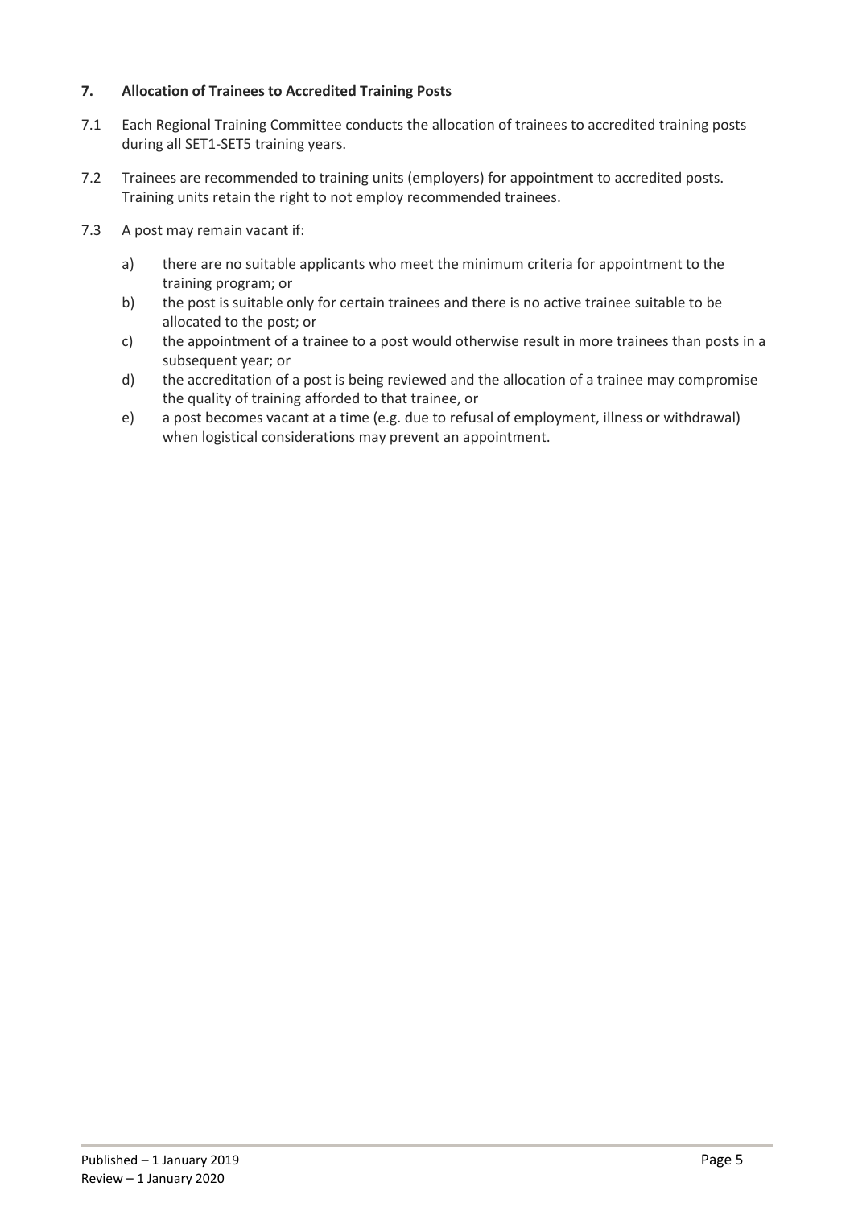## 7. Allocation of Trainees to Accredited Training Posts

7.1 Each Regional Training Committee conducts the allocation of trainees to accredited training posts during all SET1-SET5 training years.

7.2 Trainees are recommended to training units (employers) for appointment to accredited posts. Training units retain the right to not employ recommended trainees.

7.3 A post may remain vacant if:

a) there are no suitable applicants who meet the minimum criteria for appointment to the training program; or

b) the post is suitable only for certain trainees and there is no active trainee suitable to be allocated to the post; or

c) the appointment of a trainee to a post would otherwise result in more trainees than posts in a subsequent year; or

d) the accreditation of a post is being reviewed and the allocation of a trainee may compromise the quality of training afforded to that trainee, or

e) a post becomes vacant at a time (e.g. due to refusal of employment, illness or withdrawal) when logistical considerations may prevent an appointment.